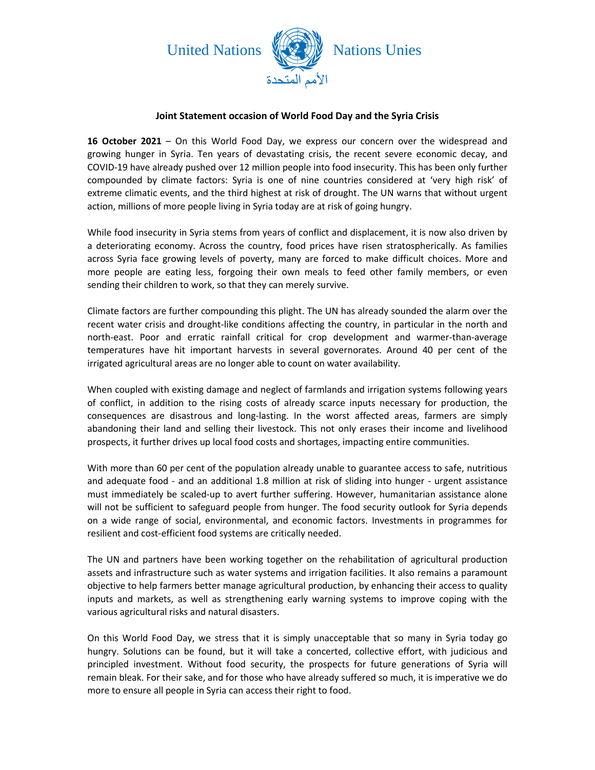United Nations Nations Unies

الأمم المتحدة

**Joint Statement occasion of World Food Day and the Syria Crisis**

**16 October 2021** – On this World Food Day, we express our concern over the widespread and growing hunger in Syria. Ten years of devastating crisis, the recent severe economic decay, and COVID-19 have already pushed over 12 million people into food insecurity. This has been only further compounded by climate factors: Syria is one of nine countries considered at 'very high risk' of extreme climatic events, and the third highest at risk of drought. The UN warns that without urgent action, millions of more people living in Syria today are at risk of going hungry.

While food insecurity in Syria stems from years of conflict and displacement, it is now also driven by a deteriorating economy. Across the country, food prices have risen stratospherically. As families across Syria face growing levels of poverty, many are forced to make difficult choices. More and more people are eating less, forgoing their own meals to feed other family members, or even sending their children to work, so that they can merely survive.

Climate factors are further compounding this plight. The UN has already sounded the alarm over the recent water crisis and drought-like conditions affecting the country, in particular in the north and north-east. Poor and erratic rainfall critical for crop development and warmer-than-average temperatures have hit important harvests in several governorates. Around 40 per cent of the irrigated agricultural areas are no longer able to count on water availability.

When coupled with existing damage and neglect of farmlands and irrigation systems following years of conflict, in addition to the rising costs of already scarce inputs necessary for production, the consequences are disastrous and long-lasting. In the worst affected areas, farmers are simply abandoning their land and selling their livestock. This not only erases their income and livelihood prospects, it further drives up local food costs and shortages, impacting entire communities.

With more than 60 per cent of the population already unable to guarantee access to safe, nutritious and adequate food - and an additional 1.8 million at risk of sliding into hunger - urgent assistance must immediately be scaled-up to avert further suffering. However, humanitarian assistance alone will not be sufficient to safeguard people from hunger. The food security outlook for Syria depends on a wide range of social, environmental, and economic factors. Investments in programmes for resilient and cost-efficient food systems are critically needed.

The UN and partners have been working together on the rehabilitation of agricultural production assets and infrastructure such as water systems and irrigation facilities. It also remains a paramount objective to help farmers better manage agricultural production, by enhancing their access to quality inputs and markets, as well as strengthening early warning systems to improve coping with the various agricultural risks and natural disasters.

On this World Food Day, we stress that it is simply unacceptable that so many in Syria today go hungry. Solutions can be found, but it will take a concerted, collective effort, with judicious and principled investment. Without food security, the prospects for future generations of Syria will remain bleak. For their sake, and for those who have already suffered so much, it is imperative we do more to ensure all people in Syria can access their right to food.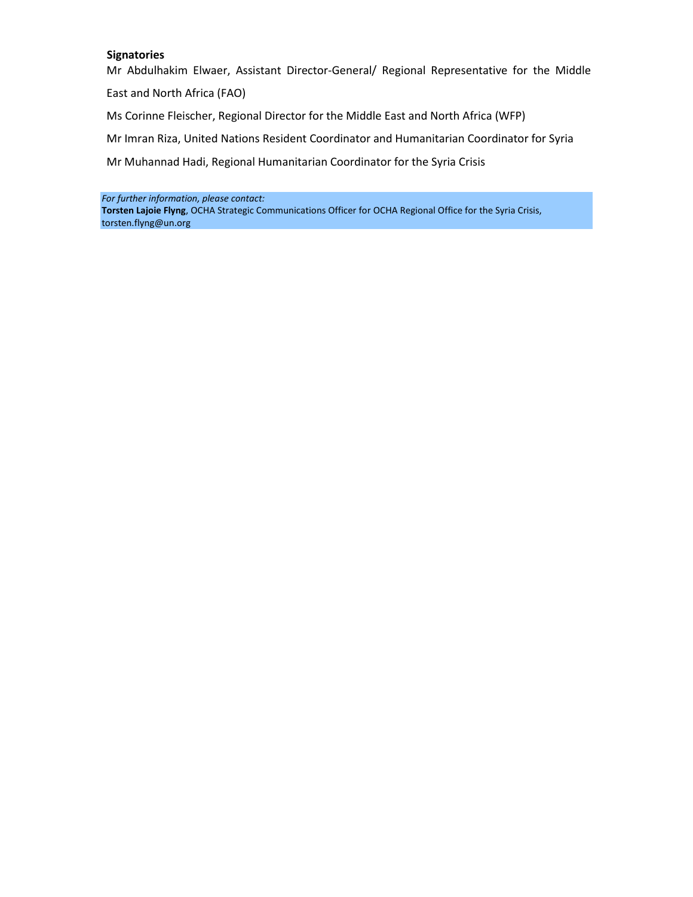**Signatories**

Mr Abdulhakim Elwaer, Assistant Director-General/ Regional Representative for the Middle East and North Africa (FAO)

Ms Corinne Fleischer, Regional Director for the Middle East and North Africa (WFP)

Mr Imran Riza, United Nations Resident Coordinator and Humanitarian Coordinator for Syria

Mr Muhannad Hadi, Regional Humanitarian Coordinator for the Syria Crisis

*For further information, please contact:*
**Torsten Lajoie Flyng**, OCHA Strategic Communications Officer for OCHA Regional Office for the Syria Crisis, torsten.flyng@un.org